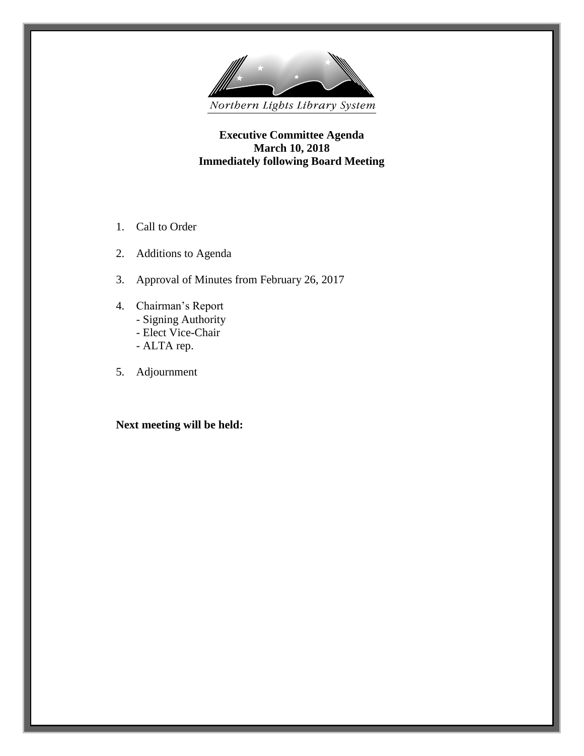Northern Lights Library System

**Executive Committee Agenda**
**March 10, 2018**
**Immediately following Board Meeting**

1. Call to Order

2. Additions to Agenda

3. Approval of Minutes from February 26, 2017

4. Chairman's Report
   - Signing Authority
   - Elect Vice-Chair
   - ALTA rep.

5. Adjournment

**Next meeting will be held:**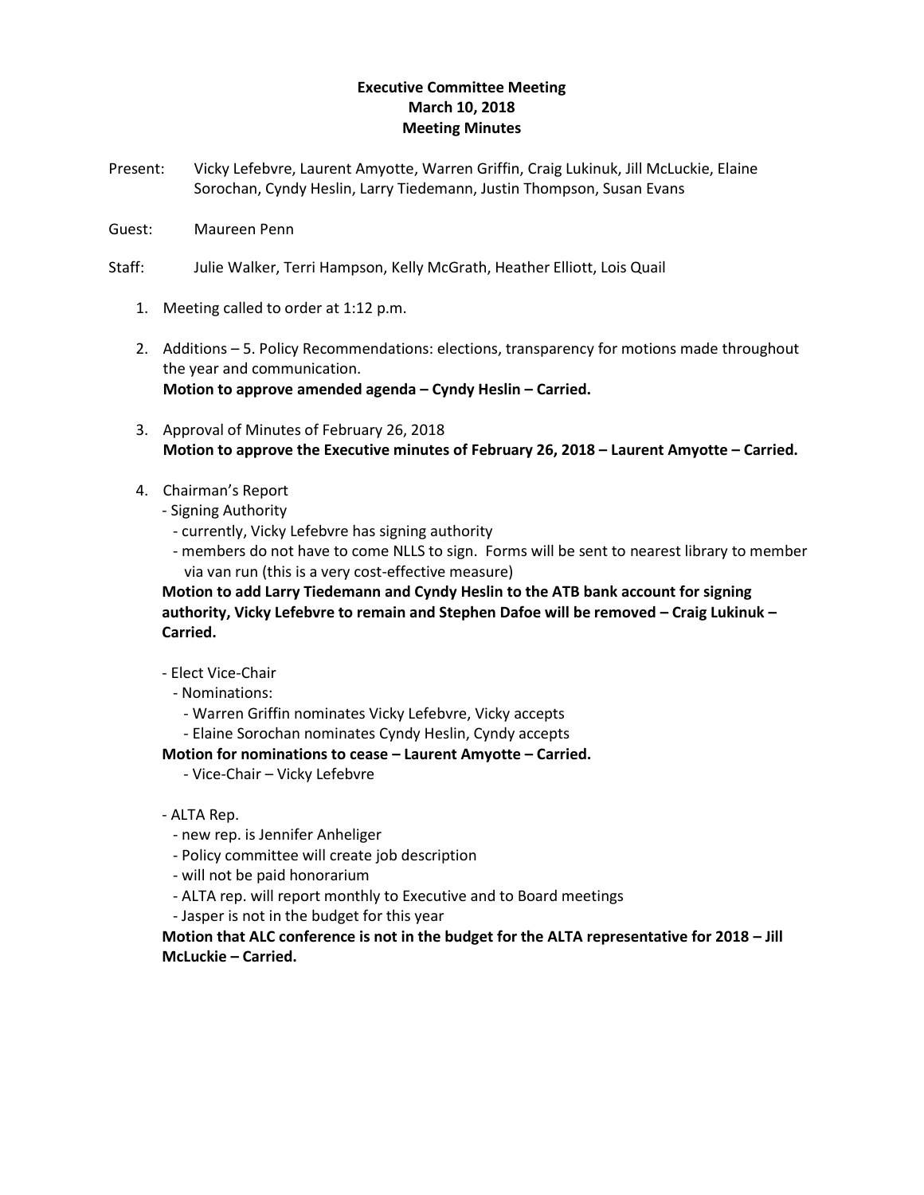**Executive Committee Meeting**
**March 10, 2018**
**Meeting Minutes**

Present: Vicky Lefebvre, Laurent Amyotte, Warren Griffin, Craig Lukinuk, Jill McLuckie, Elaine Sorochan, Cyndy Heslin, Larry Tiedemann, Justin Thompson, Susan Evans

Guest: Maureen Penn

Staff: Julie Walker, Terri Hampson, Kelly McGrath, Heather Elliott, Lois Quail

1. Meeting called to order at 1:12 p.m.

2. Additions – 5. Policy Recommendations: elections, transparency for motions made throughout the year and communication.
   **Motion to approve amended agenda – Cyndy Heslin – Carried.**

3. Approval of Minutes of February 26, 2018
   **Motion to approve the Executive minutes of February 26, 2018 – Laurent Amyotte – Carried.**

4. Chairman's Report
   - Signing Authority
     - currently, Vicky Lefebvre has signing authority
     - members do not have to come NLLS to sign. Forms will be sent to nearest library to member via van run (this is a very cost-effective measure)

   **Motion to add Larry Tiedemann and Cyndy Heslin to the ATB bank account for signing authority, Vicky Lefebvre to remain and Stephen Dafoe will be removed – Craig Lukinuk – Carried.**

   - Elect Vice-Chair
     - Nominations:
       - Warren Griffin nominates Vicky Lefebvre, Vicky accepts
       - Elaine Sorochan nominates Cyndy Heslin, Cyndy accepts

   **Motion for nominations to cease – Laurent Amyotte – Carried.**
       - Vice-Chair – Vicky Lefebvre

   - ALTA Rep.
     - new rep. is Jennifer Anheliger
     - Policy committee will create job description
     - will not be paid honorarium
     - ALTA rep. will report monthly to Executive and to Board meetings
     - Jasper is not in the budget for this year

   **Motion that ALC conference is not in the budget for the ALTA representative for 2018 – Jill McLuckie – Carried.**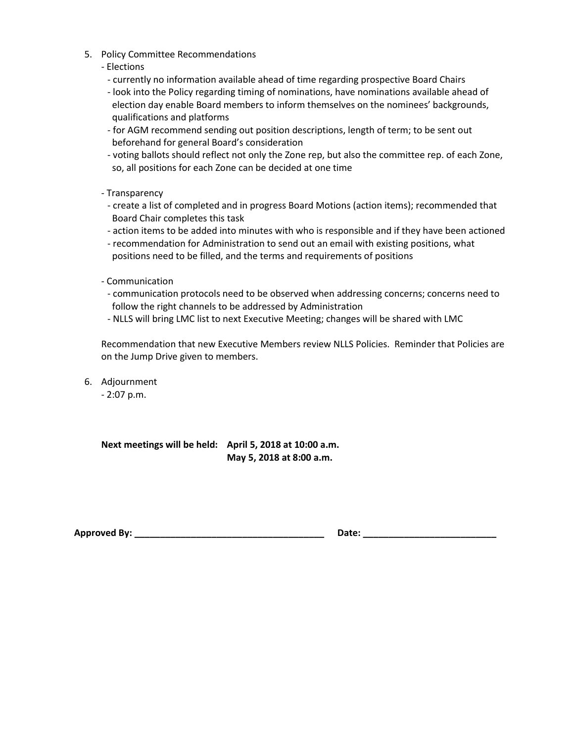5. Policy Committee Recommendations
   - Elections
     - currently no information available ahead of time regarding prospective Board Chairs
     - look into the Policy regarding timing of nominations, have nominations available ahead of election day enable Board members to inform themselves on the nominees' backgrounds, qualifications and platforms
     - for AGM recommend sending out position descriptions, length of term; to be sent out beforehand for general Board's consideration
     - voting ballots should reflect not only the Zone rep, but also the committee rep. of each Zone, so, all positions for each Zone can be decided at one time

   - Transparency
     - create a list of completed and in progress Board Motions (action items); recommended that Board Chair completes this task
     - action items to be added into minutes with who is responsible and if they have been actioned
     - recommendation for Administration to send out an email with existing positions, what positions need to be filled, and the terms and requirements of positions

   - Communication
     - communication protocols need to be observed when addressing concerns; concerns need to follow the right channels to be addressed by Administration
     - NLLS will bring LMC list to next Executive Meeting; changes will be shared with LMC

   Recommendation that new Executive Members review NLLS Policies. Reminder that Policies are on the Jump Drive given to members.

6. Adjournment
   - 2:07 p.m.

**Next meetings will be held: April 5, 2018 at 10:00 a.m.**
**May 5, 2018 at 8:00 a.m.**

**Approved By: ______________________________________ Date: __________________________**